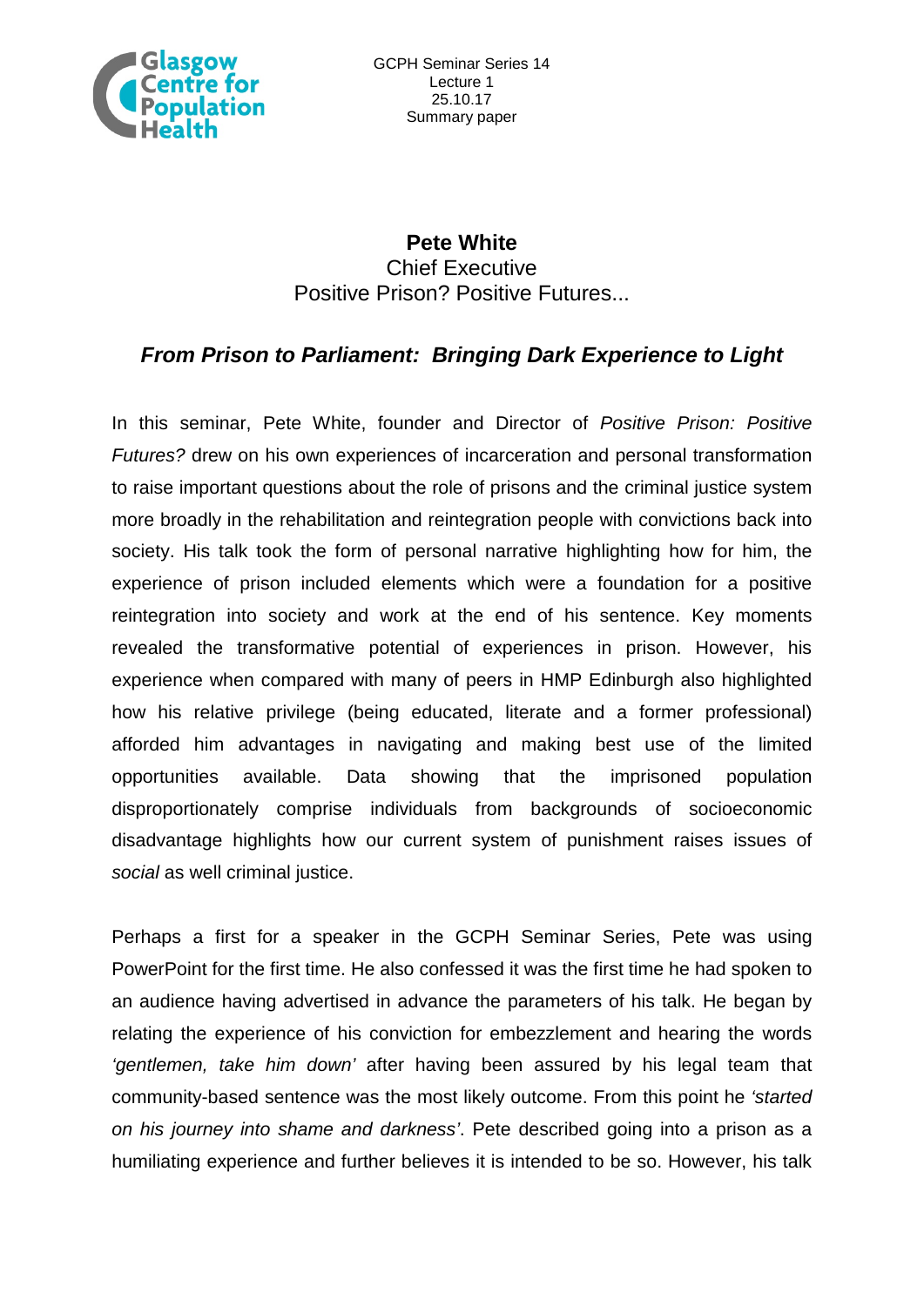GCPH Seminar Series 14
Lecture 1
25.10.17
Summary paper

**Pete White**
Chief Executive
Positive Prison? Positive Futures...

## *From Prison to Parliament: Bringing Dark Experience to Light*

In this seminar, Pete White, founder and Director of *Positive Prison: Positive Futures?* drew on his own experiences of incarceration and personal transformation to raise important questions about the role of prisons and the criminal justice system more broadly in the rehabilitation and reintegration people with convictions back into society. His talk took the form of personal narrative highlighting how for him, the experience of prison included elements which were a foundation for a positive reintegration into society and work at the end of his sentence. Key moments revealed the transformative potential of experiences in prison. However, his experience when compared with many of peers in HMP Edinburgh also highlighted how his relative privilege (being educated, literate and a former professional) afforded him advantages in navigating and making best use of the limited opportunities available. Data showing that the imprisoned population disproportionately comprise individuals from backgrounds of socioeconomic disadvantage highlights how our current system of punishment raises issues of *social* as well criminal justice.

Perhaps a first for a speaker in the GCPH Seminar Series, Pete was using PowerPoint for the first time. He also confessed it was the first time he had spoken to an audience having advertised in advance the parameters of his talk. He began by relating the experience of his conviction for embezzlement and hearing the words *'gentlemen, take him down'* after having been assured by his legal team that community-based sentence was the most likely outcome. From this point he *'started on his journey into shame and darkness'*. Pete described going into a prison as a humiliating experience and further believes it is intended to be so. However, his talk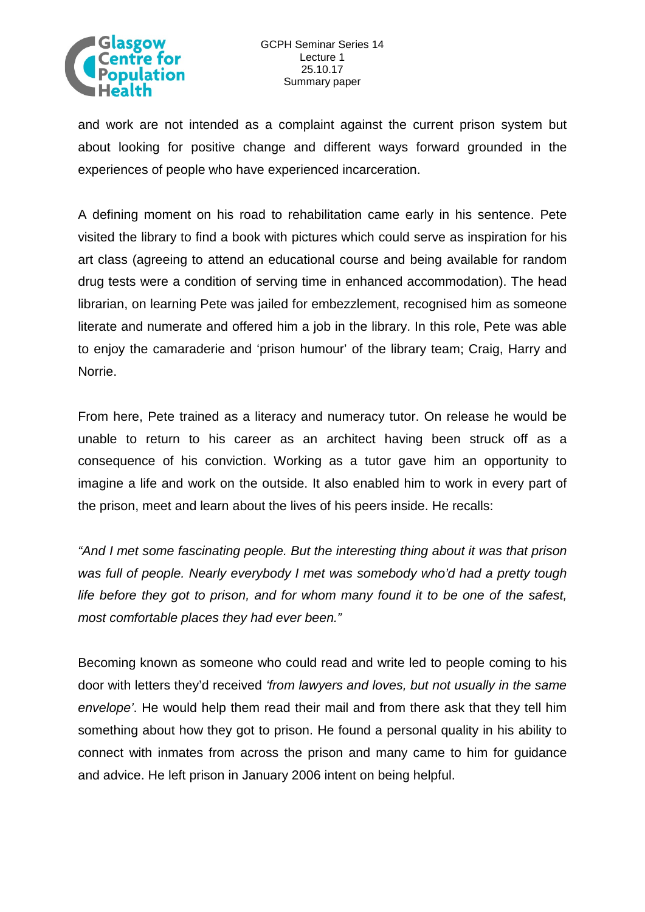and work are not intended as a complaint against the current prison system but about looking for positive change and different ways forward grounded in the experiences of people who have experienced incarceration.

A defining moment on his road to rehabilitation came early in his sentence. Pete visited the library to find a book with pictures which could serve as inspiration for his art class (agreeing to attend an educational course and being available for random drug tests were a condition of serving time in enhanced accommodation). The head librarian, on learning Pete was jailed for embezzlement, recognised him as someone literate and numerate and offered him a job in the library. In this role, Pete was able to enjoy the camaraderie and 'prison humour' of the library team; Craig, Harry and Norrie.

From here, Pete trained as a literacy and numeracy tutor. On release he would be unable to return to his career as an architect having been struck off as a consequence of his conviction. Working as a tutor gave him an opportunity to imagine a life and work on the outside. It also enabled him to work in every part of the prison, meet and learn about the lives of his peers inside. He recalls:

*"And I met some fascinating people. But the interesting thing about it was that prison was full of people. Nearly everybody I met was somebody who'd had a pretty tough life before they got to prison, and for whom many found it to be one of the safest, most comfortable places they had ever been."*

Becoming known as someone who could read and write led to people coming to his door with letters they'd received *'from lawyers and loves, but not usually in the same envelope'*. He would help them read their mail and from there ask that they tell him something about how they got to prison. He found a personal quality in his ability to connect with inmates from across the prison and many came to him for guidance and advice. He left prison in January 2006 intent on being helpful.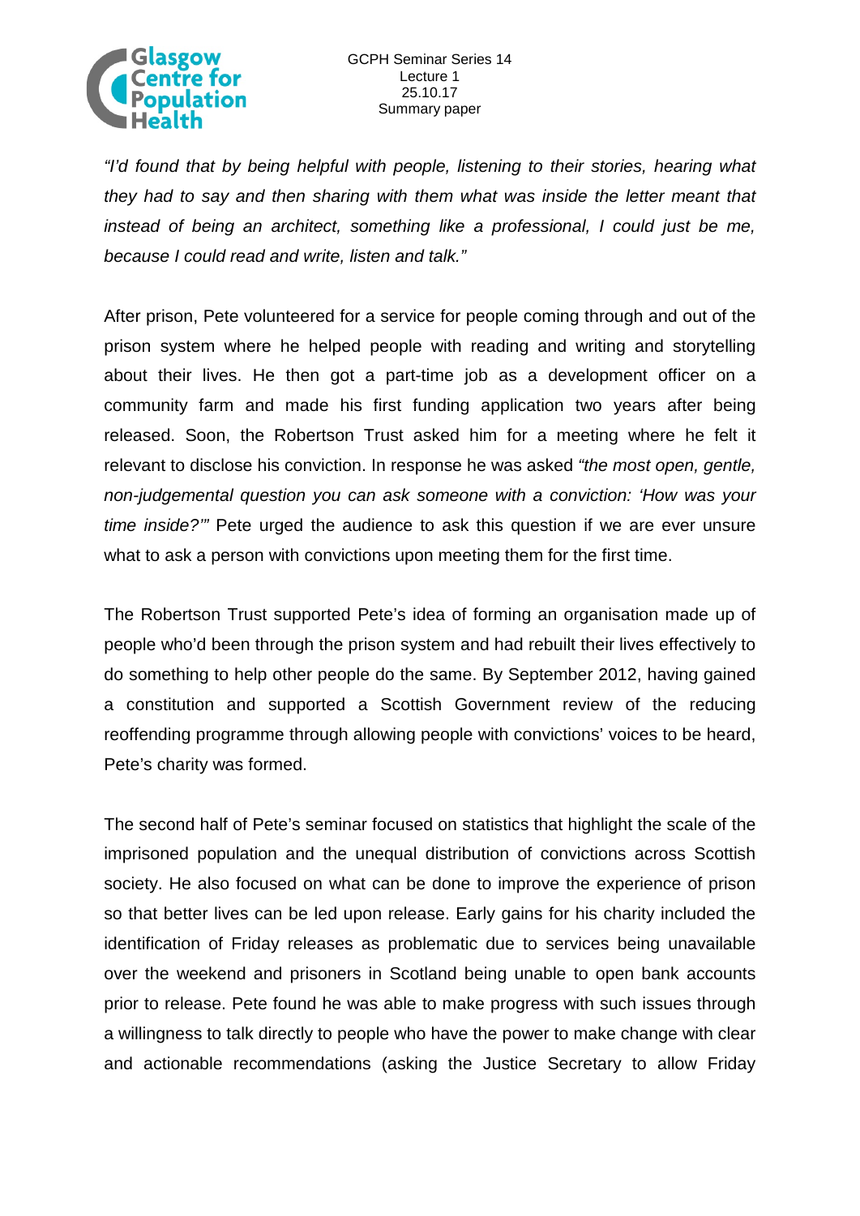*"I'd found that by being helpful with people, listening to their stories, hearing what they had to say and then sharing with them what was inside the letter meant that instead of being an architect, something like a professional, I could just be me, because I could read and write, listen and talk."*

After prison, Pete volunteered for a service for people coming through and out of the prison system where he helped people with reading and writing and storytelling about their lives. He then got a part-time job as a development officer on a community farm and made his first funding application two years after being released. Soon, the Robertson Trust asked him for a meeting where he felt it relevant to disclose his conviction. In response he was asked *"the most open, gentle, non-judgemental question you can ask someone with a conviction: 'How was your time inside?'"* Pete urged the audience to ask this question if we are ever unsure what to ask a person with convictions upon meeting them for the first time.

The Robertson Trust supported Pete's idea of forming an organisation made up of people who'd been through the prison system and had rebuilt their lives effectively to do something to help other people do the same. By September 2012, having gained a constitution and supported a Scottish Government review of the reducing reoffending programme through allowing people with convictions' voices to be heard, Pete's charity was formed.

The second half of Pete's seminar focused on statistics that highlight the scale of the imprisoned population and the unequal distribution of convictions across Scottish society. He also focused on what can be done to improve the experience of prison so that better lives can be led upon release. Early gains for his charity included the identification of Friday releases as problematic due to services being unavailable over the weekend and prisoners in Scotland being unable to open bank accounts prior to release. Pete found he was able to make progress with such issues through a willingness to talk directly to people who have the power to make change with clear and actionable recommendations (asking the Justice Secretary to allow Friday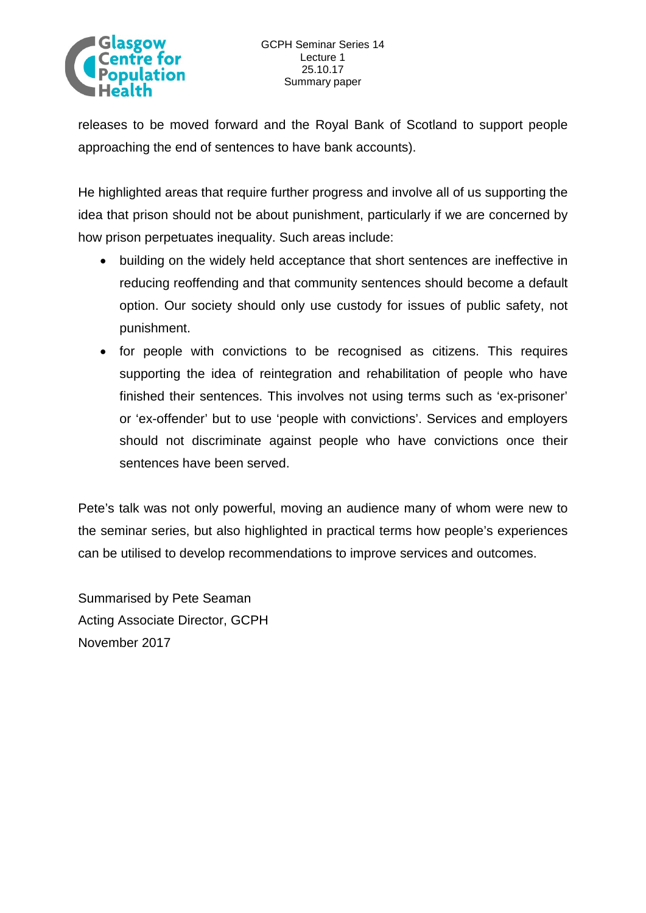releases to be moved forward and the Royal Bank of Scotland to support people approaching the end of sentences to have bank accounts).

He highlighted areas that require further progress and involve all of us supporting the idea that prison should not be about punishment, particularly if we are concerned by how prison perpetuates inequality. Such areas include:

- building on the widely held acceptance that short sentences are ineffective in reducing reoffending and that community sentences should become a default option. Our society should only use custody for issues of public safety, not punishment.
- for people with convictions to be recognised as citizens. This requires supporting the idea of reintegration and rehabilitation of people who have finished their sentences. This involves not using terms such as 'ex-prisoner' or 'ex-offender' but to use 'people with convictions'. Services and employers should not discriminate against people who have convictions once their sentences have been served.

Pete's talk was not only powerful, moving an audience many of whom were new to the seminar series, but also highlighted in practical terms how people's experiences can be utilised to develop recommendations to improve services and outcomes.

Summarised by Pete Seaman
Acting Associate Director, GCPH
November 2017